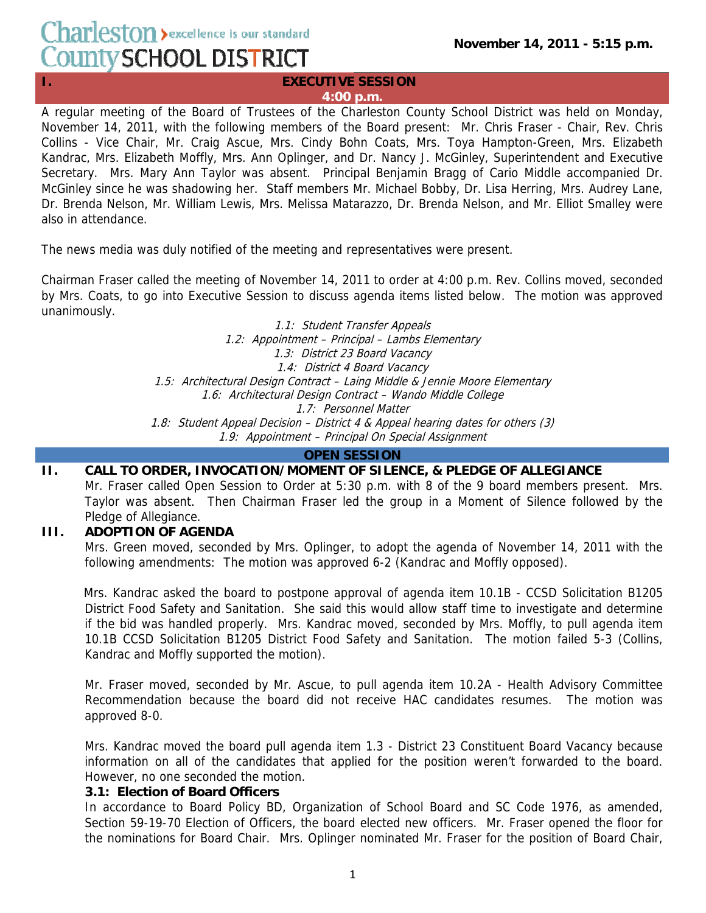Charleston County SCHOOL DISTRICT > excellence is our standard

**November 14, 2011 - 5:15 p.m.**

## I. EXECUTIVE SESSION
**4:00 p.m.**

A regular meeting of the Board of Trustees of the Charleston County School District was held on Monday, November 14, 2011, with the following members of the Board present: Mr. Chris Fraser - Chair, Rev. Chris Collins - Vice Chair, Mr. Craig Ascue, Mrs. Cindy Bohn Coats, Mrs. Toya Hampton-Green, Mrs. Elizabeth Kandrac, Mrs. Elizabeth Moffly, Mrs. Ann Oplinger, and Dr. Nancy J. McGinley, Superintendent and Executive Secretary. Mrs. Mary Ann Taylor was absent. Principal Benjamin Bragg of Cario Middle accompanied Dr. McGinley since he was shadowing her. Staff members Mr. Michael Bobby, Dr. Lisa Herring, Mrs. Audrey Lane, Dr. Brenda Nelson, Mr. William Lewis, Mrs. Melissa Matarazzo, Dr. Brenda Nelson, and Mr. Elliot Smalley were also in attendance.

The news media was duly notified of the meeting and representatives were present.

Chairman Fraser called the meeting of November 14, 2011 to order at 4:00 p.m. Rev. Collins moved, seconded by Mrs. Coats, to go into Executive Session to discuss agenda items listed below. The motion was approved unanimously.

*1.1: Student Transfer Appeals*
*1.2: Appointment – Principal – Lambs Elementary*
*1.3: District 23 Board Vacancy*
*1.4: District 4 Board Vacancy*
*1.5: Architectural Design Contract – Laing Middle & Jennie Moore Elementary*
*1.6: Architectural Design Contract – Wando Middle College*
*1.7: Personnel Matter*
*1.8: Student Appeal Decision – District 4 & Appeal hearing dates for others (3)*
*1.9: Appointment – Principal On Special Assignment*

## OPEN SESSION

### II. CALL TO ORDER, INVOCATION/MOMENT OF SILENCE, & PLEDGE OF ALLEGIANCE

Mr. Fraser called Open Session to Order at 5:30 p.m. with 8 of the 9 board members present. Mrs. Taylor was absent. Then Chairman Fraser led the group in a Moment of Silence followed by the Pledge of Allegiance.

### III. ADOPTION OF AGENDA

Mrs. Green moved, seconded by Mrs. Oplinger, to adopt the agenda of November 14, 2011 with the following amendments: The motion was approved 6-2 (Kandrac and Moffly opposed).

Mrs. Kandrac asked the board to postpone approval of agenda item 10.1B - CCSD Solicitation B1205 District Food Safety and Sanitation. She said this would allow staff time to investigate and determine if the bid was handled properly. Mrs. Kandrac moved, seconded by Mrs. Moffly, to pull agenda item 10.1B CCSD Solicitation B1205 District Food Safety and Sanitation. The motion failed 5-3 (Collins, Kandrac and Moffly supported the motion).

Mr. Fraser moved, seconded by Mr. Ascue, to pull agenda item 10.2A - Health Advisory Committee Recommendation because the board did not receive HAC candidates resumes. The motion was approved 8-0.

Mrs. Kandrac moved the board pull agenda item 1.3 - District 23 Constituent Board Vacancy because information on all of the candidates that applied for the position weren't forwarded to the board. However, no one seconded the motion.

**3.1: Election of Board Officers**

In accordance to Board Policy BD, Organization of School Board and SC Code 1976, as amended, Section 59-19-70 Election of Officers, the board elected new officers. Mr. Fraser opened the floor for the nominations for Board Chair. Mrs. Oplinger nominated Mr. Fraser for the position of Board Chair,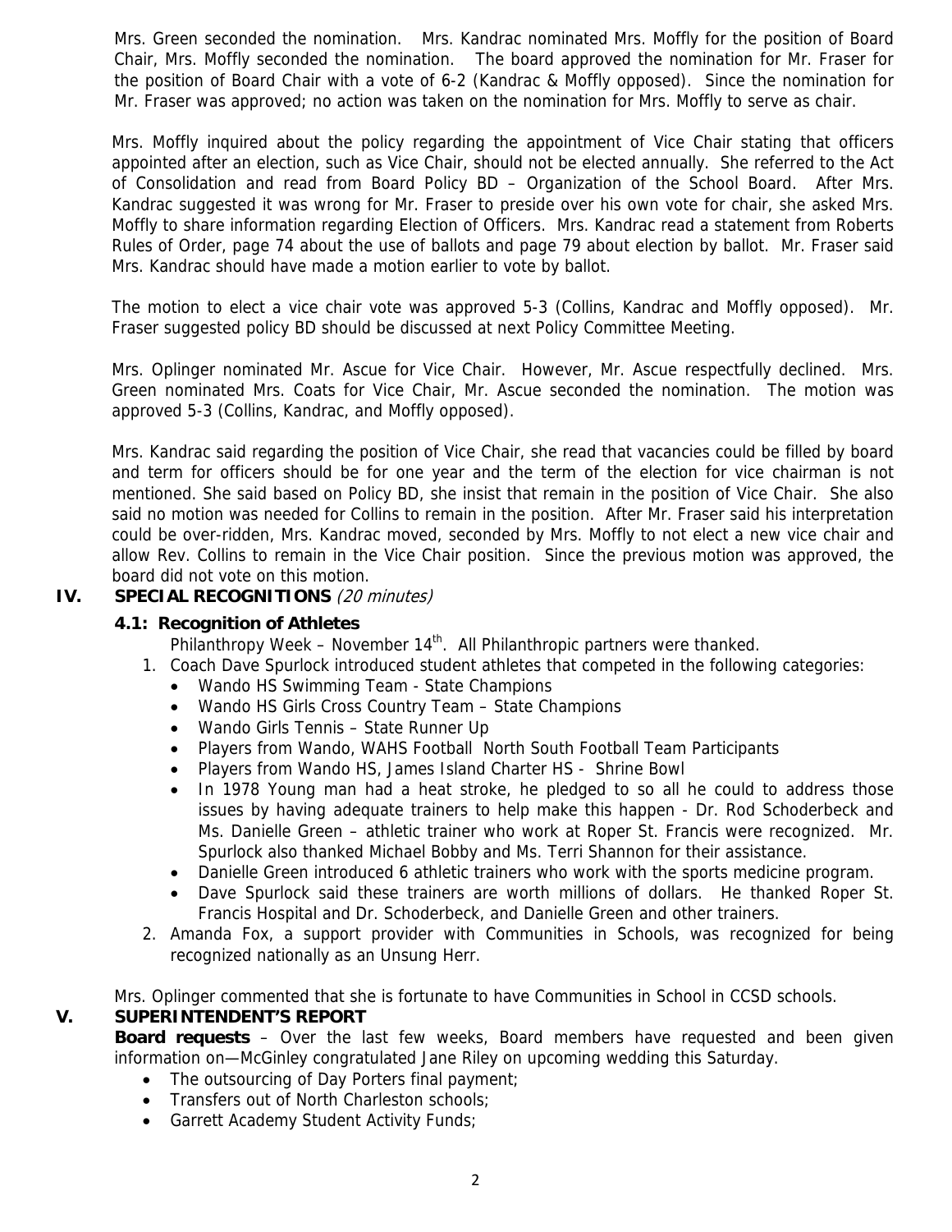Mrs. Green seconded the nomination. Mrs. Kandrac nominated Mrs. Moffly for the position of Board Chair, Mrs. Moffly seconded the nomination. The board approved the nomination for Mr. Fraser for the position of Board Chair with a vote of 6-2 (Kandrac & Moffly opposed). Since the nomination for Mr. Fraser was approved; no action was taken on the nomination for Mrs. Moffly to serve as chair.

Mrs. Moffly inquired about the policy regarding the appointment of Vice Chair stating that officers appointed after an election, such as Vice Chair, should not be elected annually. She referred to the Act of Consolidation and read from Board Policy BD – Organization of the School Board. After Mrs. Kandrac suggested it was wrong for Mr. Fraser to preside over his own vote for chair, she asked Mrs. Moffly to share information regarding Election of Officers. Mrs. Kandrac read a statement from Roberts Rules of Order, page 74 about the use of ballots and page 79 about election by ballot. Mr. Fraser said Mrs. Kandrac should have made a motion earlier to vote by ballot.

The motion to elect a vice chair vote was approved 5-3 (Collins, Kandrac and Moffly opposed). Mr. Fraser suggested policy BD should be discussed at next Policy Committee Meeting.

Mrs. Oplinger nominated Mr. Ascue for Vice Chair. However, Mr. Ascue respectfully declined. Mrs. Green nominated Mrs. Coats for Vice Chair, Mr. Ascue seconded the nomination. The motion was approved 5-3 (Collins, Kandrac, and Moffly opposed).

Mrs. Kandrac said regarding the position of Vice Chair, she read that vacancies could be filled by board and term for officers should be for one year and the term of the election for vice chairman is not mentioned. She said based on Policy BD, she insist that remain in the position of Vice Chair. She also said no motion was needed for Collins to remain in the position. After Mr. Fraser said his interpretation could be over-ridden, Mrs. Kandrac moved, seconded by Mrs. Moffly to not elect a new vice chair and allow Rev. Collins to remain in the Vice Chair position. Since the previous motion was approved, the board did not vote on this motion.

## IV. SPECIAL RECOGNITIONS *(20 minutes)*

### 4.1: Recognition of Athletes

Philanthropy Week – November 14th. All Philanthropic partners were thanked.

1. Coach Dave Spurlock introduced student athletes that competed in the following categories:
   - Wando HS Swimming Team - State Champions
   - Wando HS Girls Cross Country Team – State Champions
   - Wando Girls Tennis – State Runner Up
   - Players from Wando, WAHS Football North South Football Team Participants
   - Players from Wando HS, James Island Charter HS - Shrine Bowl
   - In 1978 Young man had a heat stroke, he pledged to so all he could to address those issues by having adequate trainers to help make this happen - Dr. Rod Schoderbeck and Ms. Danielle Green – athletic trainer who work at Roper St. Francis were recognized. Mr. Spurlock also thanked Michael Bobby and Ms. Terri Shannon for their assistance.
   - Danielle Green introduced 6 athletic trainers who work with the sports medicine program.
   - Dave Spurlock said these trainers are worth millions of dollars. He thanked Roper St. Francis Hospital and Dr. Schoderbeck, and Danielle Green and other trainers.
2. Amanda Fox, a support provider with Communities in Schools, was recognized for being recognized nationally as an Unsung Herr.

Mrs. Oplinger commented that she is fortunate to have Communities in School in CCSD schools.

## V. SUPERINTENDENT'S REPORT

**Board requests** – Over the last few weeks, Board members have requested and been given information on—McGinley congratulated Jane Riley on upcoming wedding this Saturday.

- The outsourcing of Day Porters final payment;
- Transfers out of North Charleston schools;
- Garrett Academy Student Activity Funds;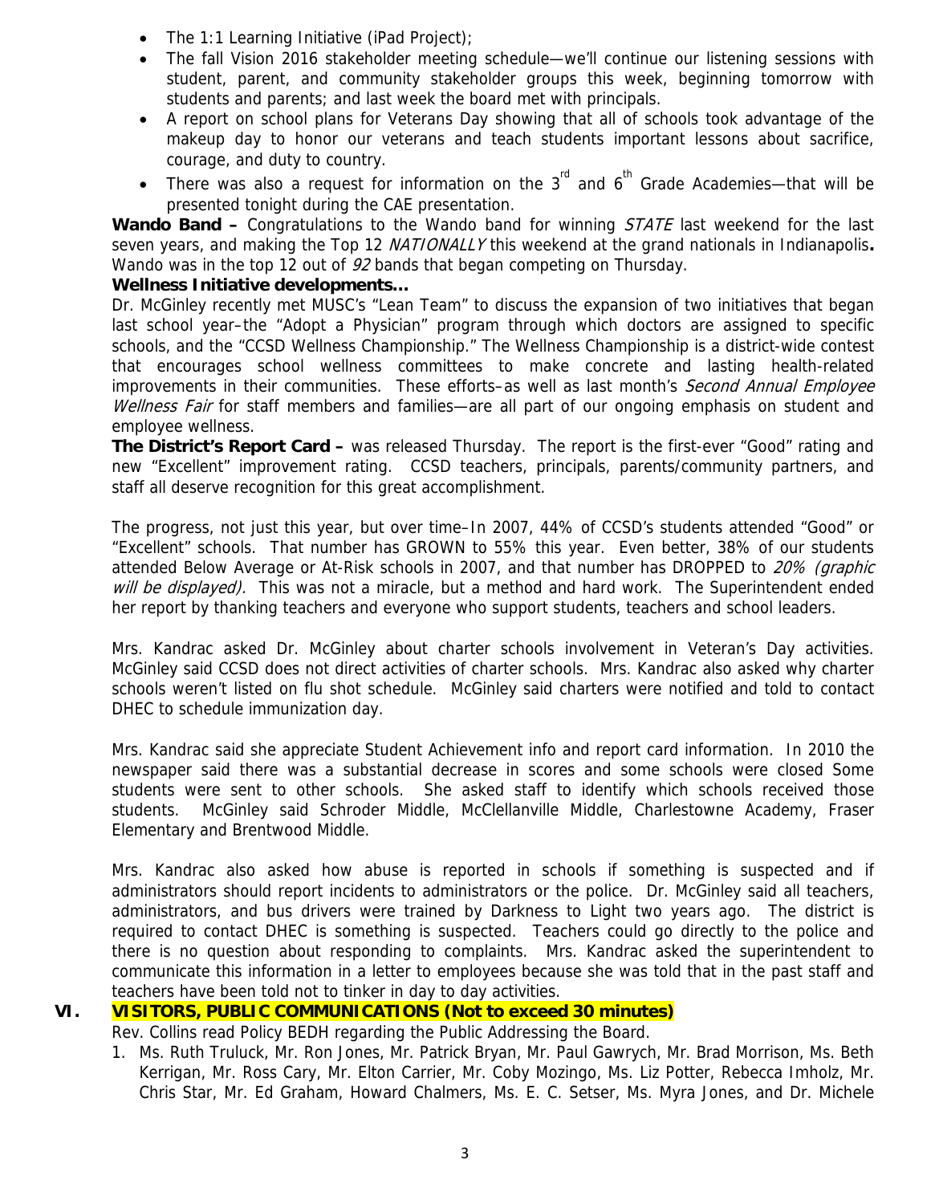- The 1:1 Learning Initiative (iPad Project);
- The fall Vision 2016 stakeholder meeting schedule—we'll continue our listening sessions with student, parent, and community stakeholder groups this week, beginning tomorrow with students and parents; and last week the board met with principals.
- A report on school plans for Veterans Day showing that all of schools took advantage of the makeup day to honor our veterans and teach students important lessons about sacrifice, courage, and duty to country.
- There was also a request for information on the 3rd and 6th Grade Academies—that will be presented tonight during the CAE presentation.

**Wando Band –** Congratulations to the Wando band for winning *STATE* last weekend for the last seven years, and making the Top 12 *NATIONALLY* this weekend at the grand nationals in Indianapolis**.** Wando was in the top 12 out of *92* bands that began competing on Thursday.

**Wellness Initiative developments…**

Dr. McGinley recently met MUSC's "Lean Team" to discuss the expansion of two initiatives that began last school year–the "Adopt a Physician" program through which doctors are assigned to specific schools, and the "CCSD Wellness Championship." The Wellness Championship is a district-wide contest that encourages school wellness committees to make concrete and lasting health-related improvements in their communities. These efforts–as well as last month's *Second Annual Employee Wellness Fair* for staff members and families—are all part of our ongoing emphasis on student and employee wellness.

**The District's Report Card –** was released Thursday. The report is the first-ever "Good" rating and new "Excellent" improvement rating. CCSD teachers, principals, parents/community partners, and staff all deserve recognition for this great accomplishment.

The progress, not just this year, but over time–In 2007, 44% of CCSD's students attended "Good" or "Excellent" schools. That number has GROWN to 55% this year. Even better, 38% of our students attended Below Average or At-Risk schools in 2007, and that number has DROPPED to *20% (graphic will be displayed).* This was not a miracle, but a method and hard work. The Superintendent ended her report by thanking teachers and everyone who support students, teachers and school leaders.

Mrs. Kandrac asked Dr. McGinley about charter schools involvement in Veteran's Day activities. McGinley said CCSD does not direct activities of charter schools. Mrs. Kandrac also asked why charter schools weren't listed on flu shot schedule. McGinley said charters were notified and told to contact DHEC to schedule immunization day.

Mrs. Kandrac said she appreciate Student Achievement info and report card information. In 2010 the newspaper said there was a substantial decrease in scores and some schools were closed Some students were sent to other schools. She asked staff to identify which schools received those students. McGinley said Schroder Middle, McClellanville Middle, Charlestowne Academy, Fraser Elementary and Brentwood Middle.

Mrs. Kandrac also asked how abuse is reported in schools if something is suspected and if administrators should report incidents to administrators or the police. Dr. McGinley said all teachers, administrators, and bus drivers were trained by Darkness to Light two years ago. The district is required to contact DHEC is something is suspected. Teachers could go directly to the police and there is no question about responding to complaints. Mrs. Kandrac asked the superintendent to communicate this information in a letter to employees because she was told that in the past staff and teachers have been told not to tinker in day to day activities.

## VI. VISITORS, PUBLIC COMMUNICATIONS (Not to exceed 30 minutes)

Rev. Collins read Policy BEDH regarding the Public Addressing the Board.

1. Ms. Ruth Truluck, Mr. Ron Jones, Mr. Patrick Bryan, Mr. Paul Gawrych, Mr. Brad Morrison, Ms. Beth Kerrigan, Mr. Ross Cary, Mr. Elton Carrier, Mr. Coby Mozingo, Ms. Liz Potter, Rebecca Imholz, Mr. Chris Star, Mr. Ed Graham, Howard Chalmers, Ms. E. C. Setser, Ms. Myra Jones, and Dr. Michele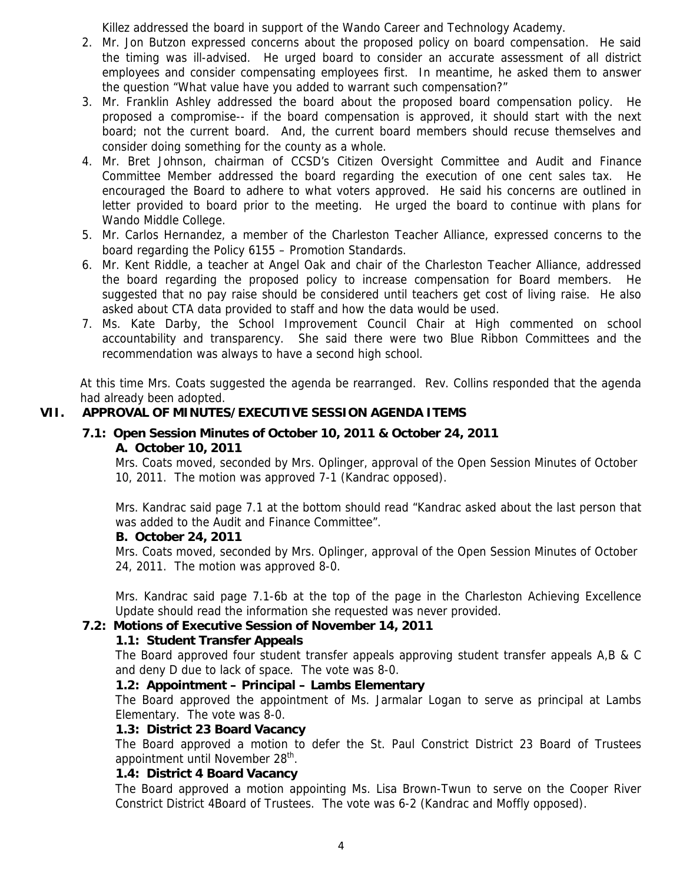Killez addressed the board in support of the Wando Career and Technology Academy.

2. Mr. Jon Butzon expressed concerns about the proposed policy on board compensation. He said the timing was ill-advised. He urged board to consider an accurate assessment of all district employees and consider compensating employees first. In meantime, he asked them to answer the question "What value have you added to warrant such compensation?"
3. Mr. Franklin Ashley addressed the board about the proposed board compensation policy. He proposed a compromise-- if the board compensation is approved, it should start with the next board; not the current board. And, the current board members should recuse themselves and consider doing something for the county as a whole.
4. Mr. Bret Johnson, chairman of CCSD's Citizen Oversight Committee and Audit and Finance Committee Member addressed the board regarding the execution of one cent sales tax. He encouraged the Board to adhere to what voters approved. He said his concerns are outlined in letter provided to board prior to the meeting. He urged the board to continue with plans for Wando Middle College.
5. Mr. Carlos Hernandez, a member of the Charleston Teacher Alliance, expressed concerns to the board regarding the Policy 6155 – Promotion Standards.
6. Mr. Kent Riddle, a teacher at Angel Oak and chair of the Charleston Teacher Alliance, addressed the board regarding the proposed policy to increase compensation for Board members. He suggested that no pay raise should be considered until teachers get cost of living raise. He also asked about CTA data provided to staff and how the data would be used.
7. Ms. Kate Darby, the School Improvement Council Chair at High commented on school accountability and transparency. She said there were two Blue Ribbon Committees and the recommendation was always to have a second high school.

At this time Mrs. Coats suggested the agenda be rearranged. Rev. Collins responded that the agenda had already been adopted.

## VII. APPROVAL OF MINUTES/EXECUTIVE SESSION AGENDA ITEMS

### 7.1: Open Session Minutes of October 10, 2011 & October 24, 2011

**A. October 10, 2011**

Mrs. Coats moved, seconded by Mrs. Oplinger, approval of the Open Session Minutes of October 10, 2011. The motion was approved 7-1 (Kandrac opposed).

Mrs. Kandrac said page 7.1 at the bottom should read "Kandrac asked about the last person that was added to the Audit and Finance Committee".

**B. October 24, 2011**

Mrs. Coats moved, seconded by Mrs. Oplinger, approval of the Open Session Minutes of October 24, 2011. The motion was approved 8-0.

Mrs. Kandrac said page 7.1-6b at the top of the page in the Charleston Achieving Excellence Update should read the information she requested was never provided.

### 7.2: Motions of Executive Session of November 14, 2011

**1.1: Student Transfer Appeals**

The Board approved four student transfer appeals approving student transfer appeals A,B & C and deny D due to lack of space. The vote was 8-0.

**1.2: Appointment – Principal – Lambs Elementary**

The Board approved the appointment of Ms. Jarmalar Logan to serve as principal at Lambs Elementary. The vote was 8-0.

**1.3: District 23 Board Vacancy**

The Board approved a motion to defer the St. Paul Constrict District 23 Board of Trustees appointment until November 28th.

**1.4: District 4 Board Vacancy**

The Board approved a motion appointing Ms. Lisa Brown-Twun to serve on the Cooper River Constrict District 4Board of Trustees. The vote was 6-2 (Kandrac and Moffly opposed).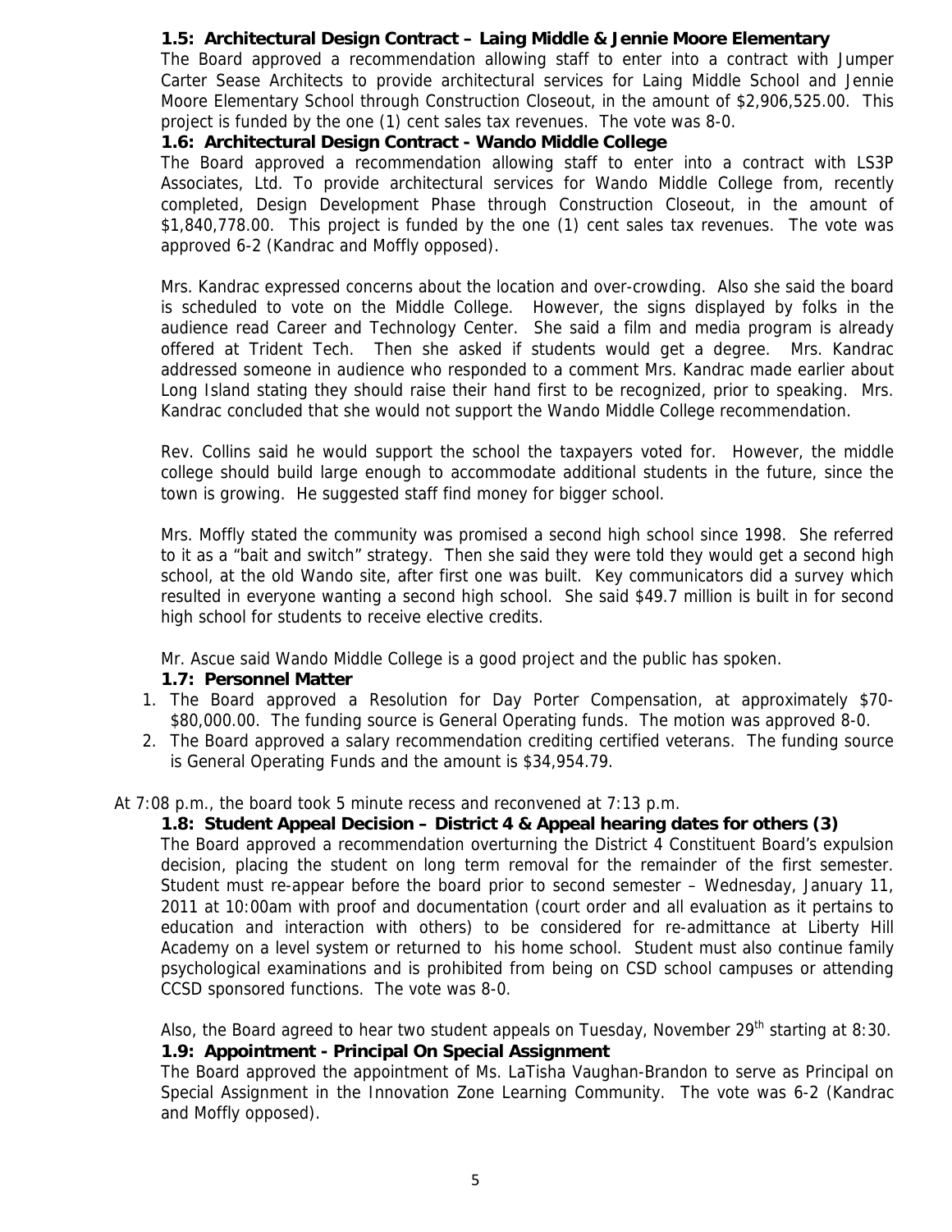**1.5: Architectural Design Contract – Laing Middle & Jennie Moore Elementary**

The Board approved a recommendation allowing staff to enter into a contract with Jumper Carter Sease Architects to provide architectural services for Laing Middle School and Jennie Moore Elementary School through Construction Closeout, in the amount of $2,906,525.00. This project is funded by the one (1) cent sales tax revenues. The vote was 8-0.

**1.6: Architectural Design Contract - Wando Middle College**

The Board approved a recommendation allowing staff to enter into a contract with LS3P Associates, Ltd. To provide architectural services for Wando Middle College from, recently completed, Design Development Phase through Construction Closeout, in the amount of $1,840,778.00. This project is funded by the one (1) cent sales tax revenues. The vote was approved 6-2 (Kandrac and Moffly opposed).

Mrs. Kandrac expressed concerns about the location and over-crowding. Also she said the board is scheduled to vote on the Middle College. However, the signs displayed by folks in the audience read Career and Technology Center. She said a film and media program is already offered at Trident Tech. Then she asked if students would get a degree. Mrs. Kandrac addressed someone in audience who responded to a comment Mrs. Kandrac made earlier about Long Island stating they should raise their hand first to be recognized, prior to speaking. Mrs. Kandrac concluded that she would not support the Wando Middle College recommendation.

Rev. Collins said he would support the school the taxpayers voted for. However, the middle college should build large enough to accommodate additional students in the future, since the town is growing. He suggested staff find money for bigger school.

Mrs. Moffly stated the community was promised a second high school since 1998. She referred to it as a "bait and switch" strategy. Then she said they were told they would get a second high school, at the old Wando site, after first one was built. Key communicators did a survey which resulted in everyone wanting a second high school. She said $49.7 million is built in for second high school for students to receive elective credits.

Mr. Ascue said Wando Middle College is a good project and the public has spoken.

**1.7: Personnel Matter**

1. The Board approved a Resolution for Day Porter Compensation, at approximately $70-$80,000.00. The funding source is General Operating funds. The motion was approved 8-0.
2. The Board approved a salary recommendation crediting certified veterans. The funding source is General Operating Funds and the amount is $34,954.79.

At 7:08 p.m., the board took 5 minute recess and reconvened at 7:13 p.m.

**1.8: Student Appeal Decision – District 4 & Appeal hearing dates for others (3)**

The Board approved a recommendation overturning the District 4 Constituent Board's expulsion decision, placing the student on long term removal for the remainder of the first semester. Student must re-appear before the board prior to second semester – Wednesday, January 11, 2011 at 10:00am with proof and documentation (court order and all evaluation as it pertains to education and interaction with others) to be considered for re-admittance at Liberty Hill Academy on a level system or returned to his home school. Student must also continue family psychological examinations and is prohibited from being on CSD school campuses or attending CCSD sponsored functions. The vote was 8-0.

Also, the Board agreed to hear two student appeals on Tuesday, November 29th starting at 8:30.

**1.9: Appointment - Principal On Special Assignment**

The Board approved the appointment of Ms. LaTisha Vaughan-Brandon to serve as Principal on Special Assignment in the Innovation Zone Learning Community. The vote was 6-2 (Kandrac and Moffly opposed).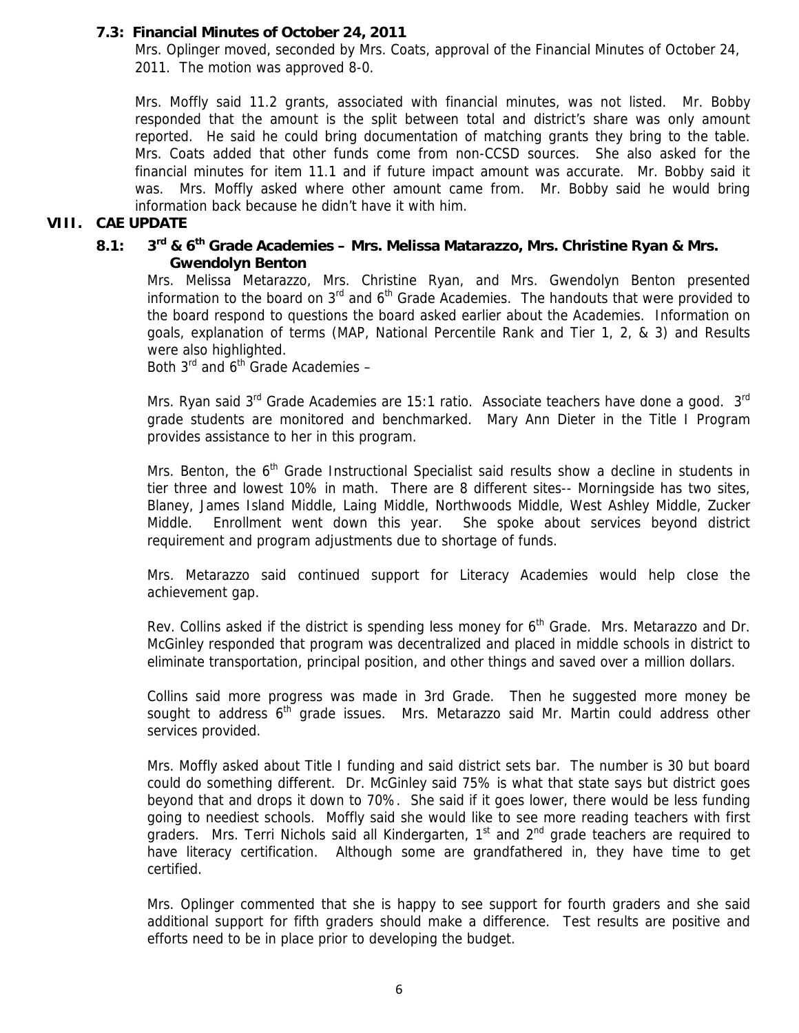### 7.3: Financial Minutes of October 24, 2011

Mrs. Oplinger moved, seconded by Mrs. Coats, approval of the Financial Minutes of October 24, 2011. The motion was approved 8-0.

Mrs. Moffly said 11.2 grants, associated with financial minutes, was not listed. Mr. Bobby responded that the amount is the split between total and district's share was only amount reported. He said he could bring documentation of matching grants they bring to the table. Mrs. Coats added that other funds come from non-CCSD sources. She also asked for the financial minutes for item 11.1 and if future impact amount was accurate. Mr. Bobby said it was. Mrs. Moffly asked where other amount came from. Mr. Bobby said he would bring information back because he didn't have it with him.

## VIII. CAE UPDATE

### 8.1: 3rd & 6th Grade Academies – Mrs. Melissa Matarazzo, Mrs. Christine Ryan & Mrs. Gwendolyn Benton

Mrs. Melissa Metarazzo, Mrs. Christine Ryan, and Mrs. Gwendolyn Benton presented information to the board on 3rd and 6th Grade Academies. The handouts that were provided to the board respond to questions the board asked earlier about the Academies. Information on goals, explanation of terms (MAP, National Percentile Rank and Tier 1, 2, & 3) and Results were also highlighted.

Both 3rd and 6th Grade Academies –

Mrs. Ryan said 3rd Grade Academies are 15:1 ratio. Associate teachers have done a good. 3rd grade students are monitored and benchmarked. Mary Ann Dieter in the Title I Program provides assistance to her in this program.

Mrs. Benton, the 6th Grade Instructional Specialist said results show a decline in students in tier three and lowest 10% in math. There are 8 different sites-- Morningside has two sites, Blaney, James Island Middle, Laing Middle, Northwoods Middle, West Ashley Middle, Zucker Middle. Enrollment went down this year. She spoke about services beyond district requirement and program adjustments due to shortage of funds.

Mrs. Metarazzo said continued support for Literacy Academies would help close the achievement gap.

Rev. Collins asked if the district is spending less money for 6th Grade. Mrs. Metarazzo and Dr. McGinley responded that program was decentralized and placed in middle schools in district to eliminate transportation, principal position, and other things and saved over a million dollars.

Collins said more progress was made in 3rd Grade. Then he suggested more money be sought to address 6th grade issues. Mrs. Metarazzo said Mr. Martin could address other services provided.

Mrs. Moffly asked about Title I funding and said district sets bar. The number is 30 but board could do something different. Dr. McGinley said 75% is what that state says but district goes beyond that and drops it down to 70%. She said if it goes lower, there would be less funding going to neediest schools. Moffly said she would like to see more reading teachers with first graders. Mrs. Terri Nichols said all Kindergarten, 1st and 2nd grade teachers are required to have literacy certification. Although some are grandfathered in, they have time to get certified.

Mrs. Oplinger commented that she is happy to see support for fourth graders and she said additional support for fifth graders should make a difference. Test results are positive and efforts need to be in place prior to developing the budget.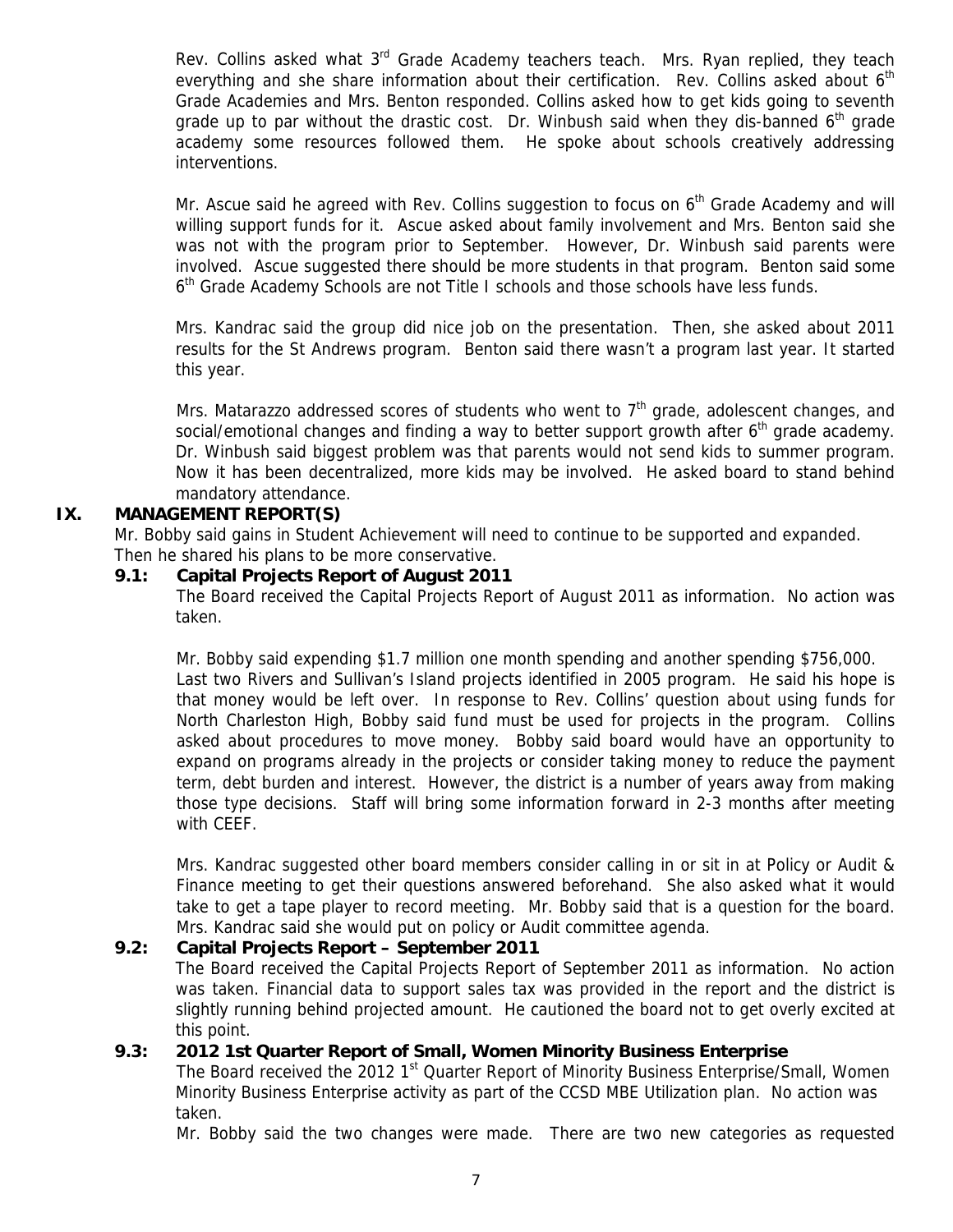Rev. Collins asked what 3rd Grade Academy teachers teach. Mrs. Ryan replied, they teach everything and she share information about their certification. Rev. Collins asked about 6th Grade Academies and Mrs. Benton responded. Collins asked how to get kids going to seventh grade up to par without the drastic cost. Dr. Winbush said when they dis-banned 6th grade academy some resources followed them. He spoke about schools creatively addressing interventions.

Mr. Ascue said he agreed with Rev. Collins suggestion to focus on 6th Grade Academy and will willing support funds for it. Ascue asked about family involvement and Mrs. Benton said she was not with the program prior to September. However, Dr. Winbush said parents were involved. Ascue suggested there should be more students in that program. Benton said some 6th Grade Academy Schools are not Title I schools and those schools have less funds.

Mrs. Kandrac said the group did nice job on the presentation. Then, she asked about 2011 results for the St Andrews program. Benton said there wasn't a program last year. It started this year.

Mrs. Matarazzo addressed scores of students who went to 7th grade, adolescent changes, and social/emotional changes and finding a way to better support growth after 6th grade academy. Dr. Winbush said biggest problem was that parents would not send kids to summer program. Now it has been decentralized, more kids may be involved. He asked board to stand behind mandatory attendance.

## IX. MANAGEMENT REPORT(S)

Mr. Bobby said gains in Student Achievement will need to continue to be supported and expanded. Then he shared his plans to be more conservative.

### 9.1: Capital Projects Report of August 2011

The Board received the Capital Projects Report of August 2011 as information. No action was taken.

Mr. Bobby said expending $1.7 million one month spending and another spending $756,000. Last two Rivers and Sullivan's Island projects identified in 2005 program. He said his hope is that money would be left over. In response to Rev. Collins' question about using funds for North Charleston High, Bobby said fund must be used for projects in the program. Collins asked about procedures to move money. Bobby said board would have an opportunity to expand on programs already in the projects or consider taking money to reduce the payment term, debt burden and interest. However, the district is a number of years away from making those type decisions. Staff will bring some information forward in 2-3 months after meeting with CEEF.

Mrs. Kandrac suggested other board members consider calling in or sit in at Policy or Audit & Finance meeting to get their questions answered beforehand. She also asked what it would take to get a tape player to record meeting. Mr. Bobby said that is a question for the board. Mrs. Kandrac said she would put on policy or Audit committee agenda.

### 9.2: Capital Projects Report – September 2011

The Board received the Capital Projects Report of September 2011 as information. No action was taken. Financial data to support sales tax was provided in the report and the district is slightly running behind projected amount. He cautioned the board not to get overly excited at this point.

### 9.3: 2012 1st Quarter Report of Small, Women Minority Business Enterprise

The Board received the 2012 1st Quarter Report of Minority Business Enterprise/Small, Women Minority Business Enterprise activity as part of the CCSD MBE Utilization plan. No action was taken.

Mr. Bobby said the two changes were made. There are two new categories as requested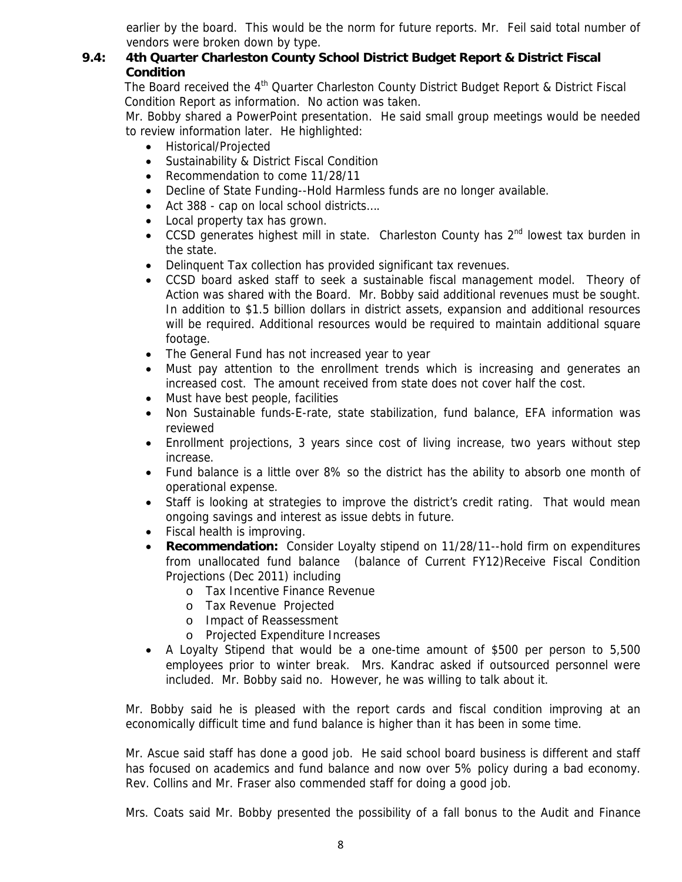earlier by the board. This would be the norm for future reports. Mr. Feil said total number of vendors were broken down by type.

### 9.4: 4th Quarter Charleston County School District Budget Report & District Fiscal Condition

The Board received the 4th Quarter Charleston County District Budget Report & District Fiscal Condition Report as information. No action was taken.

Mr. Bobby shared a PowerPoint presentation. He said small group meetings would be needed to review information later. He highlighted:

- Historical/Projected
- Sustainability & District Fiscal Condition
- Recommendation to come 11/28/11
- Decline of State Funding--Hold Harmless funds are no longer available.
- Act 388 - cap on local school districts….
- Local property tax has grown.
- CCSD generates highest mill in state. Charleston County has 2nd lowest tax burden in the state.
- Delinquent Tax collection has provided significant tax revenues.
- CCSD board asked staff to seek a sustainable fiscal management model. Theory of Action was shared with the Board. Mr. Bobby said additional revenues must be sought. In addition to $1.5 billion dollars in district assets, expansion and additional resources will be required. Additional resources would be required to maintain additional square footage.
- The General Fund has not increased year to year
- Must pay attention to the enrollment trends which is increasing and generates an increased cost. The amount received from state does not cover half the cost.
- Must have best people, facilities
- Non Sustainable funds-E-rate, state stabilization, fund balance, EFA information was reviewed
- Enrollment projections, 3 years since cost of living increase, two years without step increase.
- Fund balance is a little over 8% so the district has the ability to absorb one month of operational expense.
- Staff is looking at strategies to improve the district's credit rating. That would mean ongoing savings and interest as issue debts in future.
- Fiscal health is improving.
- **Recommendation:** Consider Loyalty stipend on 11/28/11--hold firm on expenditures from unallocated fund balance (balance of Current FY12)Receive Fiscal Condition Projections (Dec 2011) including
    - Tax Incentive Finance Revenue
    - Tax Revenue Projected
    - Impact of Reassessment
    - Projected Expenditure Increases
- A Loyalty Stipend that would be a one-time amount of $500 per person to 5,500 employees prior to winter break. Mrs. Kandrac asked if outsourced personnel were included. Mr. Bobby said no. However, he was willing to talk about it.

Mr. Bobby said he is pleased with the report cards and fiscal condition improving at an economically difficult time and fund balance is higher than it has been in some time.

Mr. Ascue said staff has done a good job. He said school board business is different and staff has focused on academics and fund balance and now over 5% policy during a bad economy. Rev. Collins and Mr. Fraser also commended staff for doing a good job.

Mrs. Coats said Mr. Bobby presented the possibility of a fall bonus to the Audit and Finance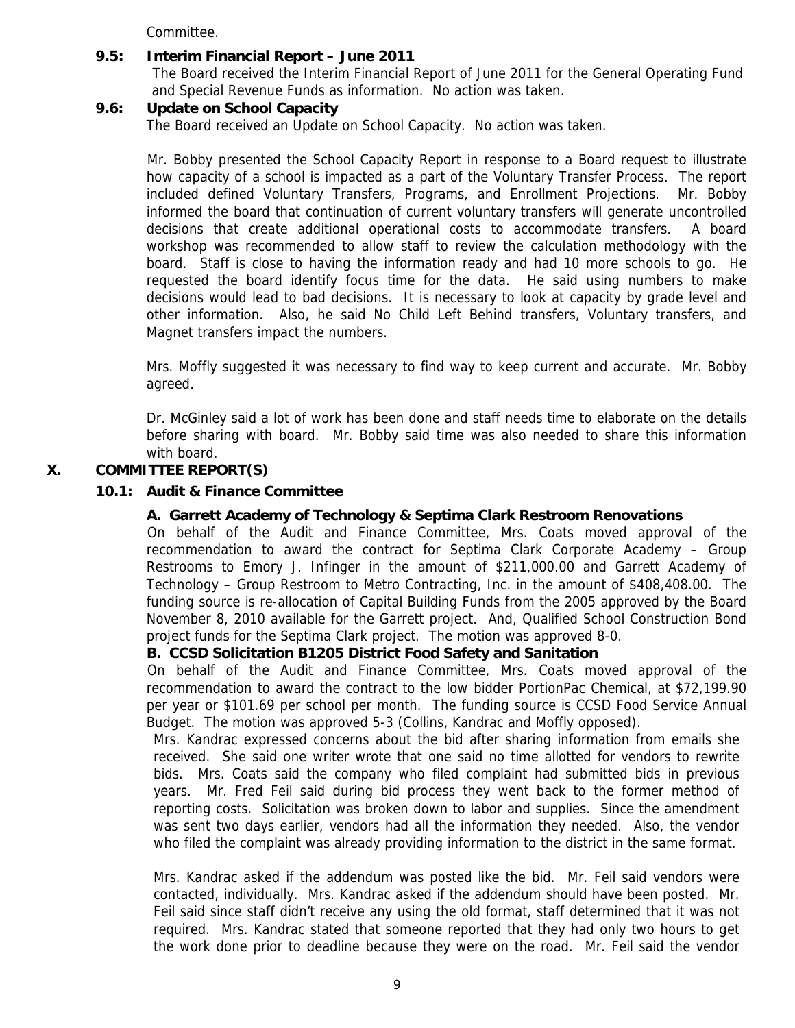Committee.

**9.5: Interim Financial Report – June 2011**

The Board received the Interim Financial Report of June 2011 for the General Operating Fund and Special Revenue Funds as information. No action was taken.

**9.6: Update on School Capacity**

The Board received an Update on School Capacity. No action was taken.

Mr. Bobby presented the School Capacity Report in response to a Board request to illustrate how capacity of a school is impacted as a part of the Voluntary Transfer Process. The report included defined Voluntary Transfers, Programs, and Enrollment Projections. Mr. Bobby informed the board that continuation of current voluntary transfers will generate uncontrolled decisions that create additional operational costs to accommodate transfers. A board workshop was recommended to allow staff to review the calculation methodology with the board. Staff is close to having the information ready and had 10 more schools to go. He requested the board identify focus time for the data. He said using numbers to make decisions would lead to bad decisions. It is necessary to look at capacity by grade level and other information. Also, he said No Child Left Behind transfers, Voluntary transfers, and Magnet transfers impact the numbers.

Mrs. Moffly suggested it was necessary to find way to keep current and accurate. Mr. Bobby agreed.

Dr. McGinley said a lot of work has been done and staff needs time to elaborate on the details before sharing with board. Mr. Bobby said time was also needed to share this information with board.

## X. COMMITTEE REPORT(S)

### 10.1: Audit & Finance Committee

**A. Garrett Academy of Technology & Septima Clark Restroom Renovations**

On behalf of the Audit and Finance Committee, Mrs. Coats moved approval of the recommendation to award the contract for Septima Clark Corporate Academy – Group Restrooms to Emory J. Infinger in the amount of $211,000.00 and Garrett Academy of Technology – Group Restroom to Metro Contracting, Inc. in the amount of $408,408.00. The funding source is re-allocation of Capital Building Funds from the 2005 approved by the Board November 8, 2010 available for the Garrett project. And, Qualified School Construction Bond project funds for the Septima Clark project. The motion was approved 8-0.

**B. CCSD Solicitation B1205 District Food Safety and Sanitation**

On behalf of the Audit and Finance Committee, Mrs. Coats moved approval of the recommendation to award the contract to the low bidder PortionPac Chemical, at $72,199.90 per year or $101.69 per school per month. The funding source is CCSD Food Service Annual Budget. The motion was approved 5-3 (Collins, Kandrac and Moffly opposed).

Mrs. Kandrac expressed concerns about the bid after sharing information from emails she received. She said one writer wrote that one said no time allotted for vendors to rewrite bids. Mrs. Coats said the company who filed complaint had submitted bids in previous years. Mr. Fred Feil said during bid process they went back to the former method of reporting costs. Solicitation was broken down to labor and supplies. Since the amendment was sent two days earlier, vendors had all the information they needed. Also, the vendor who filed the complaint was already providing information to the district in the same format.

Mrs. Kandrac asked if the addendum was posted like the bid. Mr. Feil said vendors were contacted, individually. Mrs. Kandrac asked if the addendum should have been posted. Mr. Feil said since staff didn't receive any using the old format, staff determined that it was not required. Mrs. Kandrac stated that someone reported that they had only two hours to get the work done prior to deadline because they were on the road. Mr. Feil said the vendor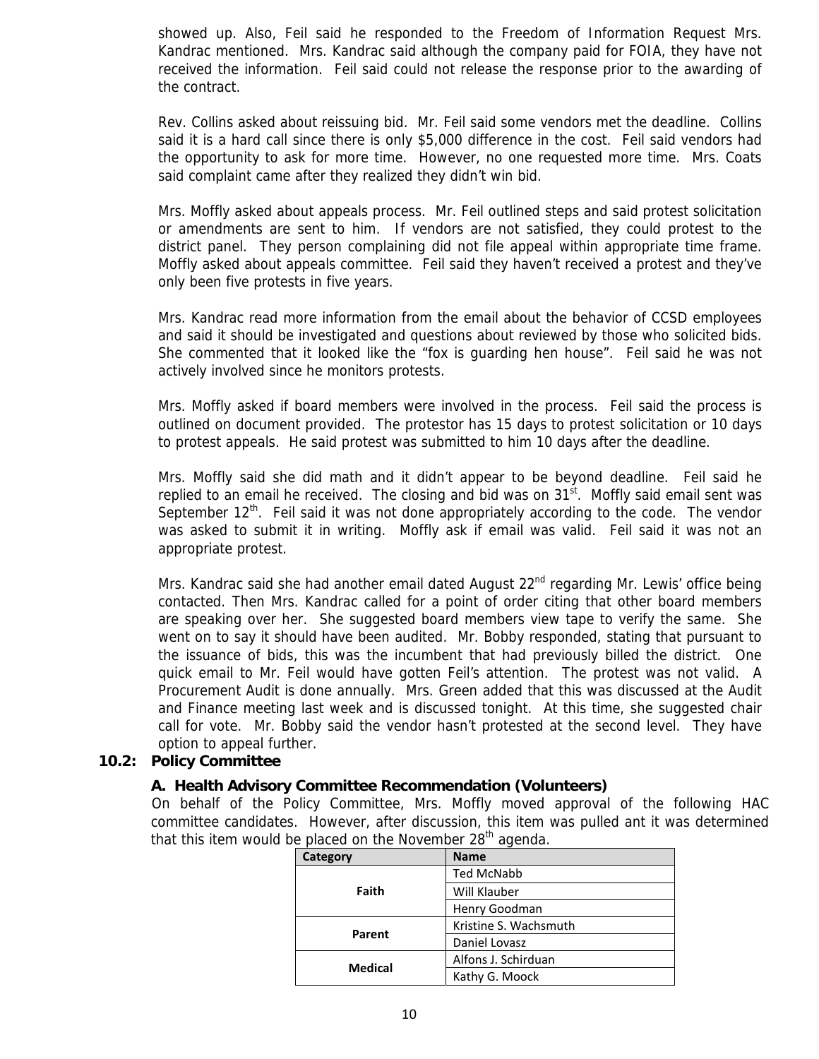showed up. Also, Feil said he responded to the Freedom of Information Request Mrs. Kandrac mentioned. Mrs. Kandrac said although the company paid for FOIA, they have not received the information. Feil said could not release the response prior to the awarding of the contract.

Rev. Collins asked about reissuing bid. Mr. Feil said some vendors met the deadline. Collins said it is a hard call since there is only $5,000 difference in the cost. Feil said vendors had the opportunity to ask for more time. However, no one requested more time. Mrs. Coats said complaint came after they realized they didn't win bid.

Mrs. Moffly asked about appeals process. Mr. Feil outlined steps and said protest solicitation or amendments are sent to him. If vendors are not satisfied, they could protest to the district panel. They person complaining did not file appeal within appropriate time frame. Moffly asked about appeals committee. Feil said they haven't received a protest and they've only been five protests in five years.

Mrs. Kandrac read more information from the email about the behavior of CCSD employees and said it should be investigated and questions about reviewed by those who solicited bids. She commented that it looked like the "fox is guarding hen house". Feil said he was not actively involved since he monitors protests.

Mrs. Moffly asked if board members were involved in the process. Feil said the process is outlined on document provided. The protestor has 15 days to protest solicitation or 10 days to protest appeals. He said protest was submitted to him 10 days after the deadline.

Mrs. Moffly said she did math and it didn't appear to be beyond deadline. Feil said he replied to an email he received. The closing and bid was on 31st. Moffly said email sent was September 12th. Feil said it was not done appropriately according to the code. The vendor was asked to submit it in writing. Moffly ask if email was valid. Feil said it was not an appropriate protest.

Mrs. Kandrac said she had another email dated August 22nd regarding Mr. Lewis' office being contacted. Then Mrs. Kandrac called for a point of order citing that other board members are speaking over her. She suggested board members view tape to verify the same. She went on to say it should have been audited. Mr. Bobby responded, stating that pursuant to the issuance of bids, this was the incumbent that had previously billed the district. One quick email to Mr. Feil would have gotten Feil's attention. The protest was not valid. A Procurement Audit is done annually. Mrs. Green added that this was discussed at the Audit and Finance meeting last week and is discussed tonight. At this time, she suggested chair call for vote. Mr. Bobby said the vendor hasn't protested at the second level. They have option to appeal further.

## 10.2: Policy Committee

### A. Health Advisory Committee Recommendation (Volunteers)

On behalf of the Policy Committee, Mrs. Moffly moved approval of the following HAC committee candidates. However, after discussion, this item was pulled ant it was determined that this item would be placed on the November 28th agenda.

| Category | Name |
|---|---|
| Faith | Ted McNabb |
| | Will Klauber |
| | Henry Goodman |
| Parent | Kristine S. Wachsmuth |
| | Daniel Lovasz |
| Medical | Alfons J. Schirduan |
| | Kathy G. Moock |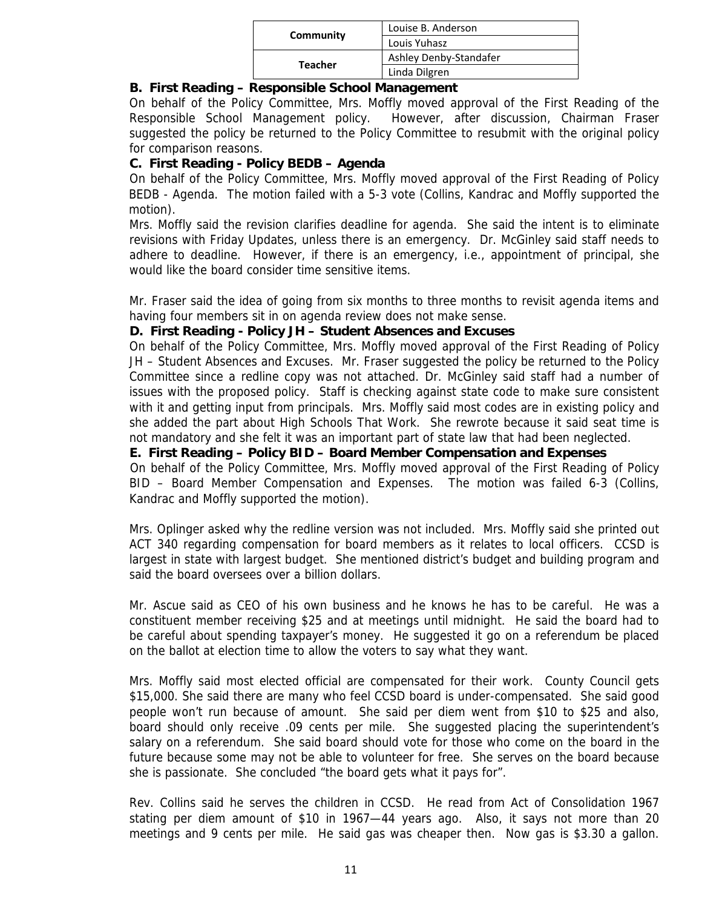| Community | Louise B. Anderson |
|---|---|
| | Louis Yuhasz |
| Teacher | Ashley Denby-Standafer |
| | Linda Dilgren |

**B. First Reading – Responsible School Management**

On behalf of the Policy Committee, Mrs. Moffly moved approval of the First Reading of the Responsible School Management policy. However, after discussion, Chairman Fraser suggested the policy be returned to the Policy Committee to resubmit with the original policy for comparison reasons.

**C. First Reading - Policy BEDB – Agenda**

On behalf of the Policy Committee, Mrs. Moffly moved approval of the First Reading of Policy BEDB - Agenda. The motion failed with a 5-3 vote (Collins, Kandrac and Moffly supported the motion).

Mrs. Moffly said the revision clarifies deadline for agenda. She said the intent is to eliminate revisions with Friday Updates, unless there is an emergency. Dr. McGinley said staff needs to adhere to deadline. However, if there is an emergency, i.e., appointment of principal, she would like the board consider time sensitive items.

Mr. Fraser said the idea of going from six months to three months to revisit agenda items and having four members sit in on agenda review does not make sense.

**D. First Reading - Policy JH – Student Absences and Excuses**

On behalf of the Policy Committee, Mrs. Moffly moved approval of the First Reading of Policy JH – Student Absences and Excuses. Mr. Fraser suggested the policy be returned to the Policy Committee since a redline copy was not attached. Dr. McGinley said staff had a number of issues with the proposed policy. Staff is checking against state code to make sure consistent with it and getting input from principals. Mrs. Moffly said most codes are in existing policy and she added the part about High Schools That Work. She rewrote because it said seat time is not mandatory and she felt it was an important part of state law that had been neglected.

**E. First Reading – Policy BID – Board Member Compensation and Expenses**

On behalf of the Policy Committee, Mrs. Moffly moved approval of the First Reading of Policy BID – Board Member Compensation and Expenses. The motion was failed 6-3 (Collins, Kandrac and Moffly supported the motion).

Mrs. Oplinger asked why the redline version was not included. Mrs. Moffly said she printed out ACT 340 regarding compensation for board members as it relates to local officers. CCSD is largest in state with largest budget. She mentioned district's budget and building program and said the board oversees over a billion dollars.

Mr. Ascue said as CEO of his own business and he knows he has to be careful. He was a constituent member receiving $25 and at meetings until midnight. He said the board had to be careful about spending taxpayer's money. He suggested it go on a referendum be placed on the ballot at election time to allow the voters to say what they want.

Mrs. Moffly said most elected official are compensated for their work. County Council gets $15,000. She said there are many who feel CCSD board is under-compensated. She said good people won't run because of amount. She said per diem went from $10 to $25 and also, board should only receive .09 cents per mile. She suggested placing the superintendent's salary on a referendum. She said board should vote for those who come on the board in the future because some may not be able to volunteer for free. She serves on the board because she is passionate. She concluded "the board gets what it pays for".

Rev. Collins said he serves the children in CCSD. He read from Act of Consolidation 1967 stating per diem amount of $10 in 1967—44 years ago. Also, it says not more than 20 meetings and 9 cents per mile. He said gas was cheaper then. Now gas is $3.30 a gallon.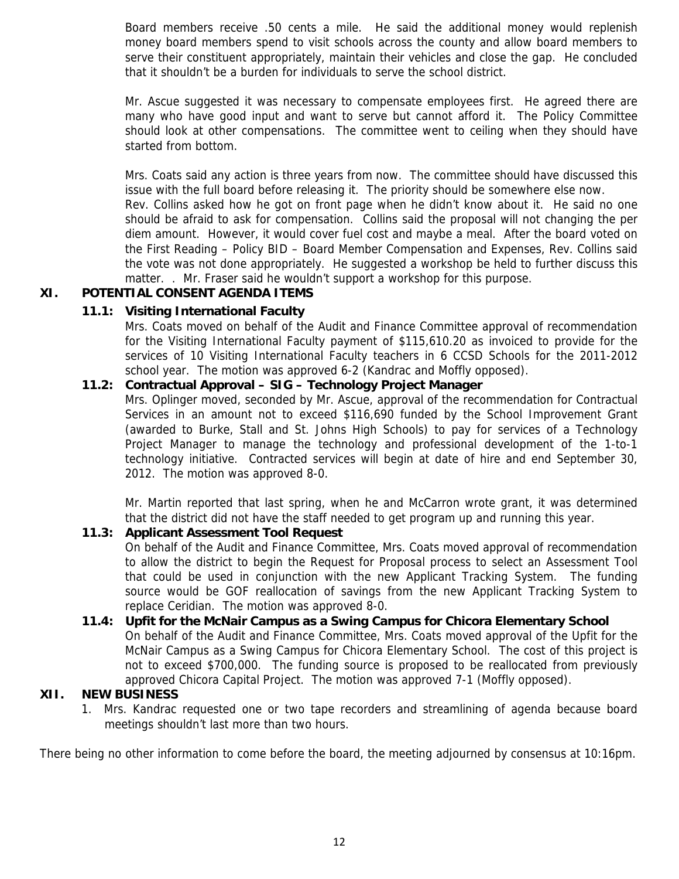Board members receive .50 cents a mile. He said the additional money would replenish money board members spend to visit schools across the county and allow board members to serve their constituent appropriately, maintain their vehicles and close the gap. He concluded that it shouldn't be a burden for individuals to serve the school district.

Mr. Ascue suggested it was necessary to compensate employees first. He agreed there are many who have good input and want to serve but cannot afford it. The Policy Committee should look at other compensations. The committee went to ceiling when they should have started from bottom.

Mrs. Coats said any action is three years from now. The committee should have discussed this issue with the full board before releasing it. The priority should be somewhere else now. Rev. Collins asked how he got on front page when he didn't know about it. He said no one should be afraid to ask for compensation. Collins said the proposal will not changing the per diem amount. However, it would cover fuel cost and maybe a meal. After the board voted on the First Reading – Policy BID – Board Member Compensation and Expenses, Rev. Collins said the vote was not done appropriately. He suggested a workshop be held to further discuss this matter. . Mr. Fraser said he wouldn't support a workshop for this purpose.

## XI. POTENTIAL CONSENT AGENDA ITEMS

### 11.1: Visiting International Faculty

Mrs. Coats moved on behalf of the Audit and Finance Committee approval of recommendation for the Visiting International Faculty payment of $115,610.20 as invoiced to provide for the services of 10 Visiting International Faculty teachers in 6 CCSD Schools for the 2011-2012 school year. The motion was approved 6-2 (Kandrac and Moffly opposed).

### 11.2: Contractual Approval – SIG – Technology Project Manager

Mrs. Oplinger moved, seconded by Mr. Ascue, approval of the recommendation for Contractual Services in an amount not to exceed $116,690 funded by the School Improvement Grant (awarded to Burke, Stall and St. Johns High Schools) to pay for services of a Technology Project Manager to manage the technology and professional development of the 1-to-1 technology initiative. Contracted services will begin at date of hire and end September 30, 2012. The motion was approved 8-0.

Mr. Martin reported that last spring, when he and McCarron wrote grant, it was determined that the district did not have the staff needed to get program up and running this year.

### 11.3: Applicant Assessment Tool Request

On behalf of the Audit and Finance Committee, Mrs. Coats moved approval of recommendation to allow the district to begin the Request for Proposal process to select an Assessment Tool that could be used in conjunction with the new Applicant Tracking System. The funding source would be GOF reallocation of savings from the new Applicant Tracking System to replace Ceridian. The motion was approved 8-0.

### 11.4: Upfit for the McNair Campus as a Swing Campus for Chicora Elementary School

On behalf of the Audit and Finance Committee, Mrs. Coats moved approval of the Upfit for the McNair Campus as a Swing Campus for Chicora Elementary School. The cost of this project is not to exceed $700,000. The funding source is proposed to be reallocated from previously approved Chicora Capital Project. The motion was approved 7-1 (Moffly opposed).

## XII. NEW BUSINESS

1. Mrs. Kandrac requested one or two tape recorders and streamlining of agenda because board meetings shouldn't last more than two hours.

There being no other information to come before the board, the meeting adjourned by consensus at 10:16pm.